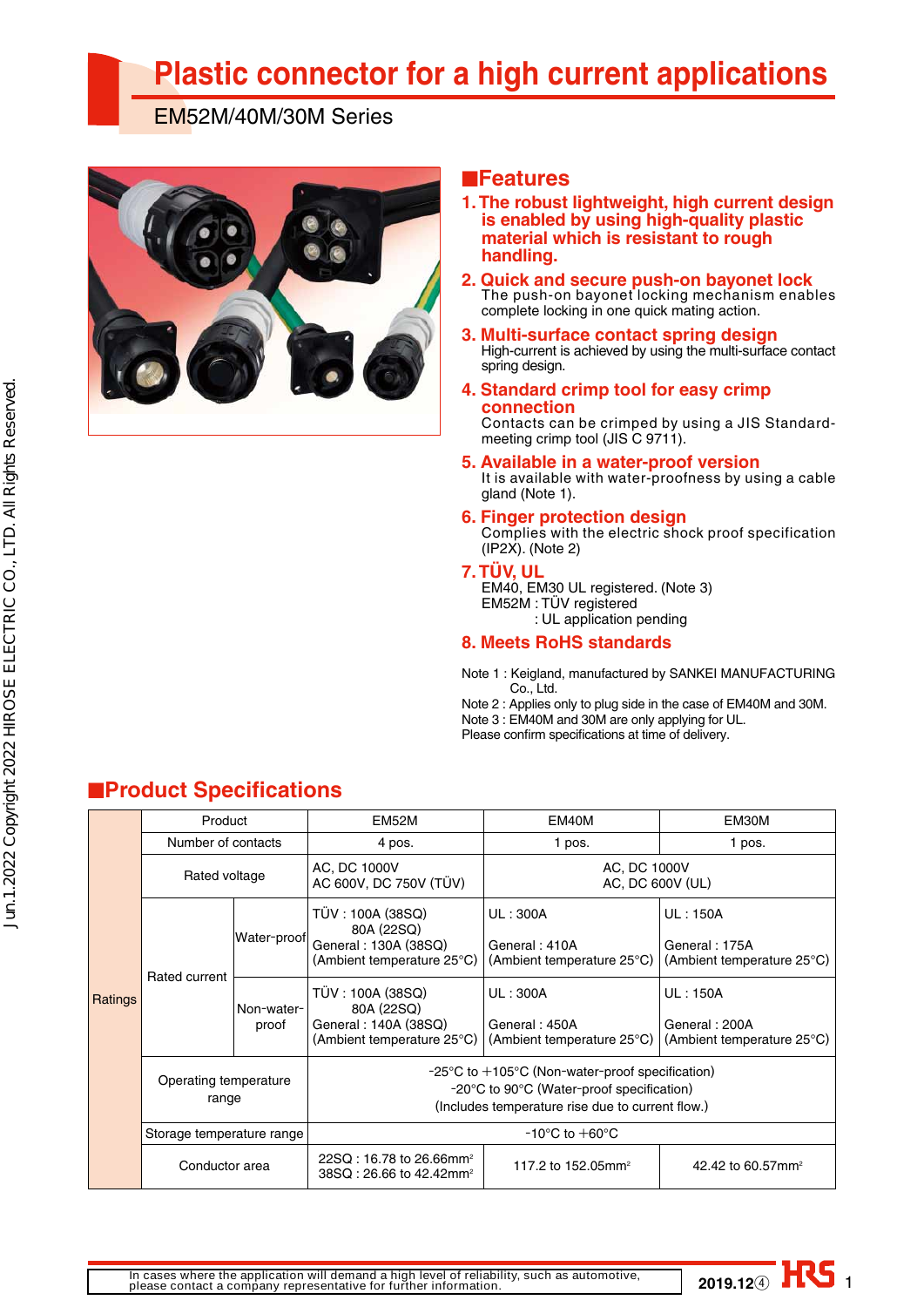# Plastic connector for a high current applications

## EM52M/40M/30M Series

## ■Features

**1. The robust lightweight, high current design is enabled by using high-quality plastic material which is resistant to rough handling.**

**2. Quick and secure push-on bayonet lock**
The push-on bayonet locking mechanism enables complete locking in one quick mating action.

**3. Multi-surface contact spring design**
High-current is achieved by using the multi-surface contact spring design.

**4. Standard crimp tool for easy crimp connection**
Contacts can be crimped by using a JIS Standard-meeting crimp tool (JIS C 9711).

**5. Available in a water-proof version**
It is available with water-proofness by using a cable gland (Note 1).

**6. Finger protection design**
Complies with the electric shock proof specification (IP2X). (Note 2)

**7. TÜV, UL**
EM40, EM30 UL registered. (Note 3)
EM52M : TÜV registered
: UL application pending

**8. Meets RoHS standards**

Note 1 : Keigland, manufactured by SANKEI MANUFACTURING Co., Ltd.
Note 2 : Applies only to plug side in the case of EM40M and 30M.
Note 3 : EM40M and 30M are only applying for UL.
Please confirm specifications at time of delivery.

## ■Product Specifications

| | Product | | EM52M | EM40M | EM30M |
|---|---|---|---|---|---|
| Ratings | Number of contacts | | 4 pos. | 1 pos. | 1 pos. |
| | Rated voltage | | AC, DC 1000V<br>AC 600V, DC 750V (TÜV) | AC, DC 1000V<br>AC, DC 600V (UL) | |
| | Rated current | Water-proof | TÜV : 100A (38SQ)<br>80A (22SQ)<br>General : 130A (38SQ)<br>(Ambient temperature 25°C) | UL : 300A<br>General : 410A<br>(Ambient temperature 25°C) | UL : 150A<br>General : 175A<br>(Ambient temperature 25°C) |
| | | Non-water-proof | TÜV : 100A (38SQ)<br>80A (22SQ)<br>General : 140A (38SQ)<br>(Ambient temperature 25°C) | UL : 300A<br>General : 450A<br>(Ambient temperature 25°C) | UL : 150A<br>General : 200A<br>(Ambient temperature 25°C) |
| | Operating temperature range | | -25°C to +105°C (Non-water-proof specification)<br>-20°C to 90°C (Water-proof specification)<br>(Includes temperature rise due to current flow.) | | |
| | Storage temperature range | | -10°C to +60°C | | |
| | Conductor area | | 22SQ : 16.78 to 26.66mm²<br>38SQ : 26.66 to 42.42mm² | 117.2 to 152.05mm² | 42.42 to 60.57mm² |

In cases where the application will demand a high level of reliability, such as automotive, please contact a company representative for further information.

2019.12④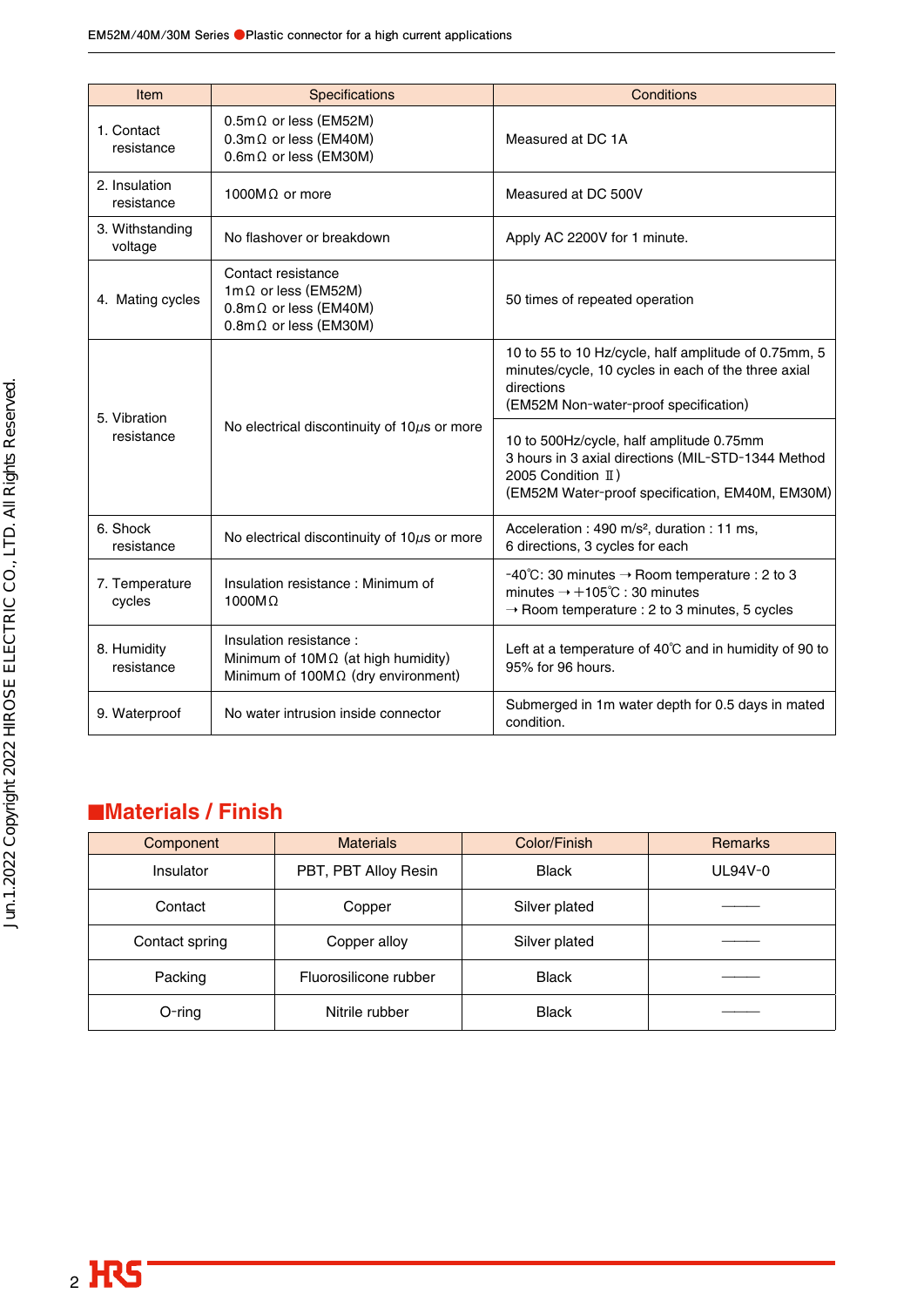| Item | Specifications | Conditions |
| --- | --- | --- |
| 1. Contact resistance | 0.5mΩ or less (EM52M)<br>0.3mΩ or less (EM40M)<br>0.6mΩ or less (EM30M) | Measured at DC 1A |
| 2. Insulation resistance | 1000MΩ or more | Measured at DC 500V |
| 3. Withstanding voltage | No flashover or breakdown | Apply AC 2200V for 1 minute. |
| 4. Mating cycles | Contact resistance<br>1mΩ or less (EM52M)<br>0.8mΩ or less (EM40M)<br>0.8mΩ or less (EM30M) | 50 times of repeated operation |
| 5. Vibration resistance | No electrical discontinuity of 10μs or more | 10 to 55 to 10 Hz/cycle, half amplitude of 0.75mm, 5 minutes/cycle, 10 cycles in each of the three axial directions<br>(EM52M Non-water-proof specification)<br><br>10 to 500Hz/cycle, half amplitude 0.75mm<br>3 hours in 3 axial directions (MIL-STD-1344 Method 2005 Condition Ⅱ)<br>(EM52M Water-proof specification, EM40M, EM30M) |
| 6. Shock resistance | No electrical discontinuity of 10μs or more | Acceleration : 490 m/s², duration : 11 ms,<br>6 directions, 3 cycles for each |
| 7. Temperature cycles | Insulation resistance : Minimum of 1000MΩ | -40℃: 30 minutes → Room temperature : 2 to 3 minutes → +105℃ : 30 minutes<br>→ Room temperature : 2 to 3 minutes, 5 cycles |
| 8. Humidity resistance | Insulation resistance :<br>Minimum of 10MΩ (at high humidity)<br>Minimum of 100MΩ (dry environment) | Left at a temperature of 40℃ and in humidity of 90 to 95% for 96 hours. |
| 9. Waterproof | No water intrusion inside connector | Submerged in 1m water depth for 0.5 days in mated condition. |

## ■Materials / Finish

| Component | Materials | Color/Finish | Remarks |
| --- | --- | --- | --- |
| Insulator | PBT, PBT Alloy Resin | Black | UL94V-0 |
| Contact | Copper | Silver plated | —— |
| Contact spring | Copper alloy | Silver plated | —— |
| Packing | Fluorosilicone rubber | Black | —— |
| O-ring | Nitrile rubber | Black | —— |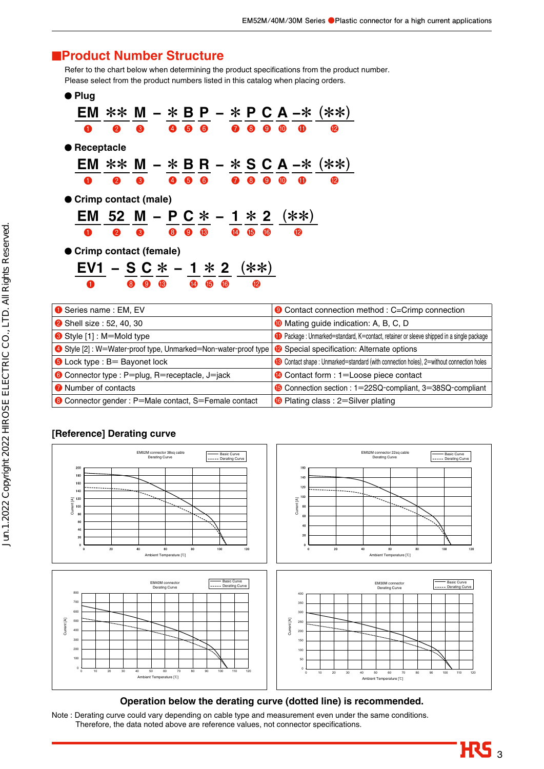## ■Product Number Structure

Refer to the chart below when determining the product specifications from the product number.
Please select from the product numbers listed in this catalog when placing orders.

● **Plug**

**EM ** M – * B P – * P C A –* (**)**
❶ ❷ ❸ ❹ ❺ ❻ ❼ ❽ ❾ ❿ ⓫ ⓬

● **Receptacle**

**EM ** M – * B R – * S C A –* (**)**
❶ ❷ ❸ ❹ ❺ ❻ ❼ ❽ ❾ ❿ ⓫ ⓬

● **Crimp contact (male)**

**EM 52 M – P C * – 1 * 2 (**)**
❶ ❷ ❸ ❽ ❾ ⓭ ⓮ ⓯ ⓰ ⓬

● **Crimp contact (female)**

**EV1 – S C * – 1 * 2 (**)**
❶ ❽ ❾ ⓭ ⓮ ⓯ ⓰ ⓬

| | |
|---|---|
| ❶ Series name : EM, EV | ❾ Contact connection method : C=Crimp connection |
| ❷ Shell size : 52, 40, 30 | ❿ Mating guide indication: A, B, C, D |
| ❸ Style [1] : M=Mold type | ⓫ Package : Unmarked=standard, K=contact, retainer or sleeve shipped in a single package |
| ❹ Style [2] : W=Water-proof type, Unmarked=Non-water-proof type | ⓬ Special specification: Alternate options |
| ❺ Lock type : B= Bayonet lock | ⓭ Contact shape : Unmarked=standard (with connection holes), 2=without connection holes |
| ❻ Connector type : P=plug, R=receptacle, J=jack | ⓮ Contact form : 1=Loose piece contact |
| ❼ Number of contacts | ⓯ Connection section : 1=22SQ-compliant, 3=38SQ-compliant |
| ❽ Connector gender : P=Male contact, S=Female contact | ⓰ Plating class : 2=Silver plating |

### [Reference] Derating curve

**Operation below the derating curve (dotted line) is recommended.**

Note : Derating curve could vary depending on cable type and measurement even under the same conditions.
Therefore, the data noted above are reference values, not connector specifications.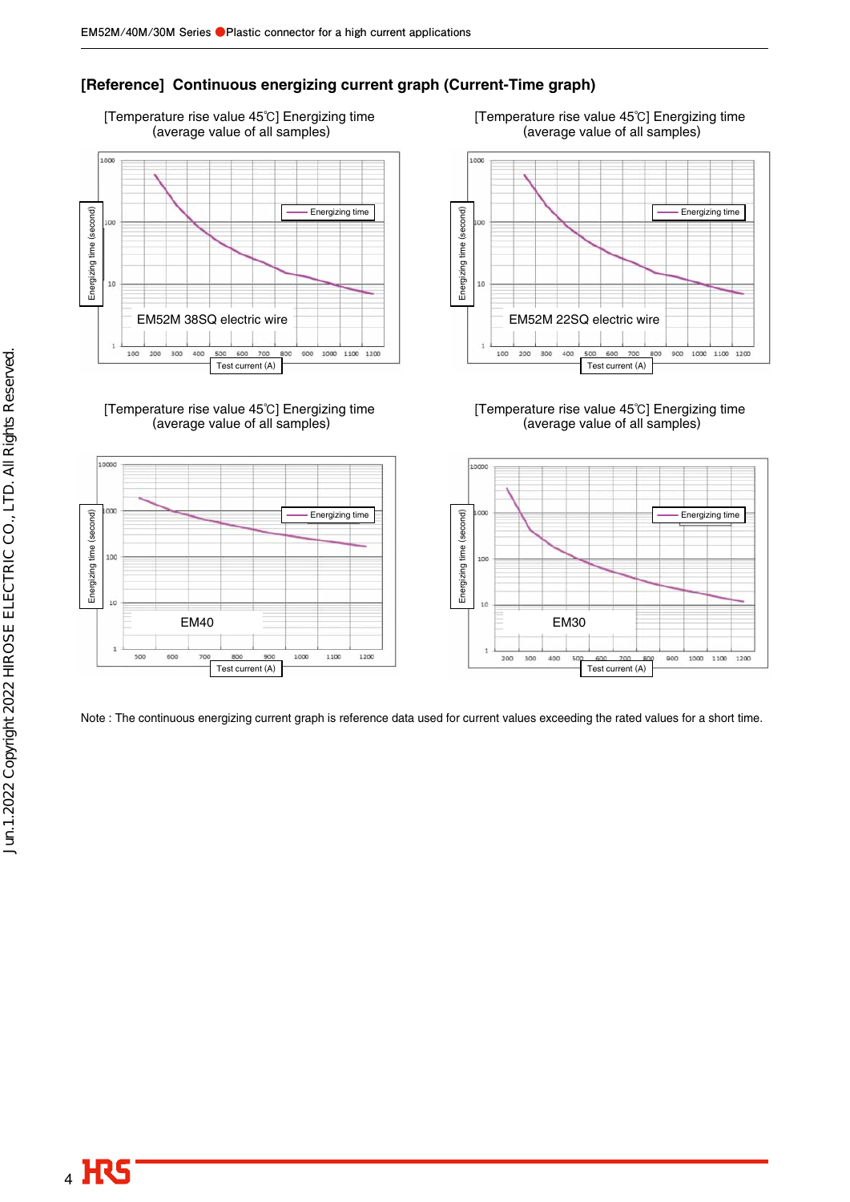## [Reference] Continuous energizing current graph (Current-Time graph)

[Temperature rise value 45℃] Energizing time
(average value of all samples)

EM52M 38SQ electric wire

[Temperature rise value 45℃] Energizing time
(average value of all samples)

EM52M 22SQ electric wire

[Temperature rise value 45℃] Energizing time
(average value of all samples)

EM40

[Temperature rise value 45℃] Energizing time
(average value of all samples)

EM30

Note : The continuous energizing current graph is reference data used for current values exceeding the rated values for a short time.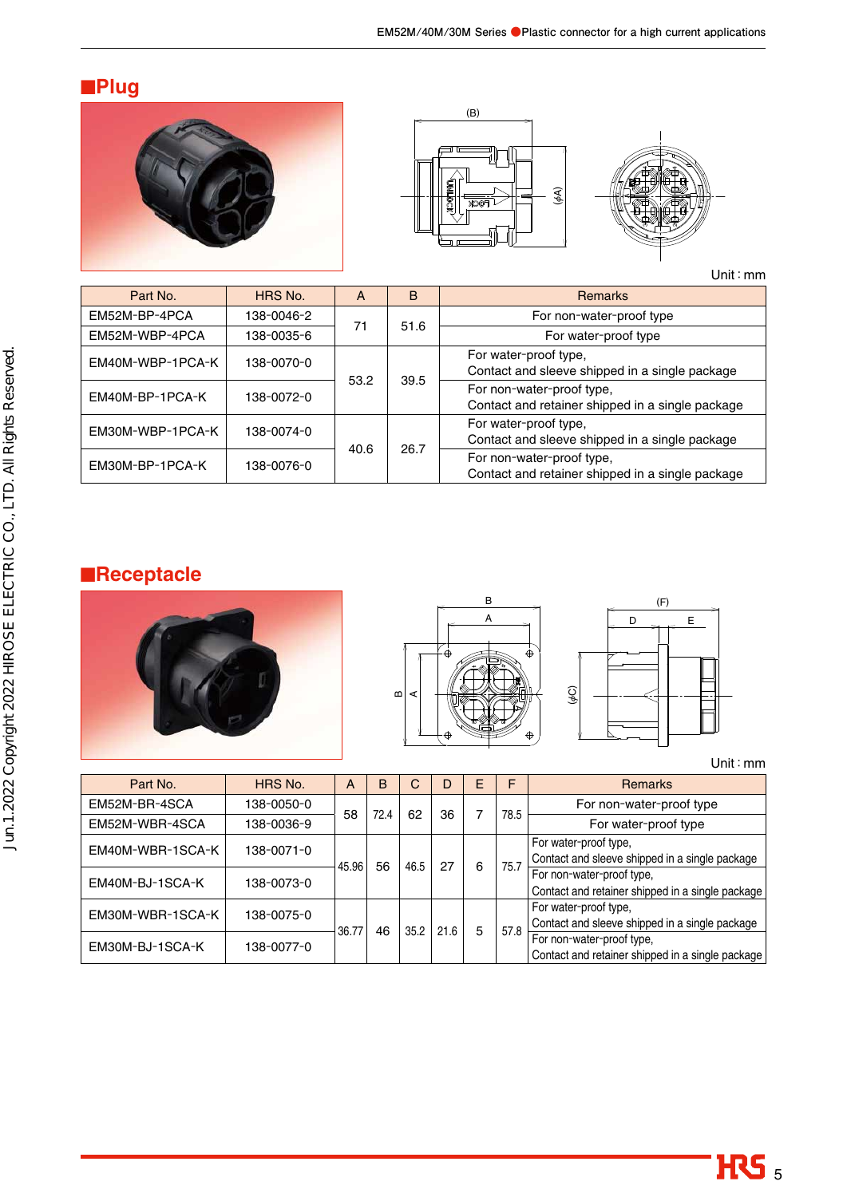## Plug

Unit : mm

| Part No. | HRS No. | A | B | Remarks |
|---|---|---|---|---|
| EM52M-BP-4PCA | 138-0046-2 | 71 | 51.6 | For non-water-proof type |
| EM52M-WBP-4PCA | 138-0035-6 | | | For water-proof type |
| EM40M-WBP-1PCA-K | 138-0070-0 | 53.2 | 39.5 | For water-proof type, Contact and sleeve shipped in a single package |
| EM40M-BP-1PCA-K | 138-0072-0 | | | For non-water-proof type, Contact and retainer shipped in a single package |
| EM30M-WBP-1PCA-K | 138-0074-0 | 40.6 | 26.7 | For water-proof type, Contact and sleeve shipped in a single package |
| EM30M-BP-1PCA-K | 138-0076-0 | | | For non-water-proof type, Contact and retainer shipped in a single package |

## Receptacle

Unit : mm

| Part No. | HRS No. | A | B | C | D | E | F | Remarks |
|---|---|---|---|---|---|---|---|---|
| EM52M-BR-4SCA | 138-0050-0 | 58 | 72.4 | 62 | 36 | 7 | 78.5 | For non-water-proof type |
| EM52M-WBR-4SCA | 138-0036-9 | | | | | | | For water-proof type |
| EM40M-WBR-1SCA-K | 138-0071-0 | 45.96 | 56 | 46.5 | 27 | 6 | 75.7 | For water-proof type, Contact and sleeve shipped in a single package |
| EM40M-BJ-1SCA-K | 138-0073-0 | | | | | | | For non-water-proof type, Contact and retainer shipped in a single package |
| EM30M-WBR-1SCA-K | 138-0075-0 | 36.77 | 46 | 35.2 | 21.6 | 5 | 57.8 | For water-proof type, Contact and sleeve shipped in a single package |
| EM30M-BJ-1SCA-K | 138-0077-0 | | | | | | | For non-water-proof type, Contact and retainer shipped in a single package |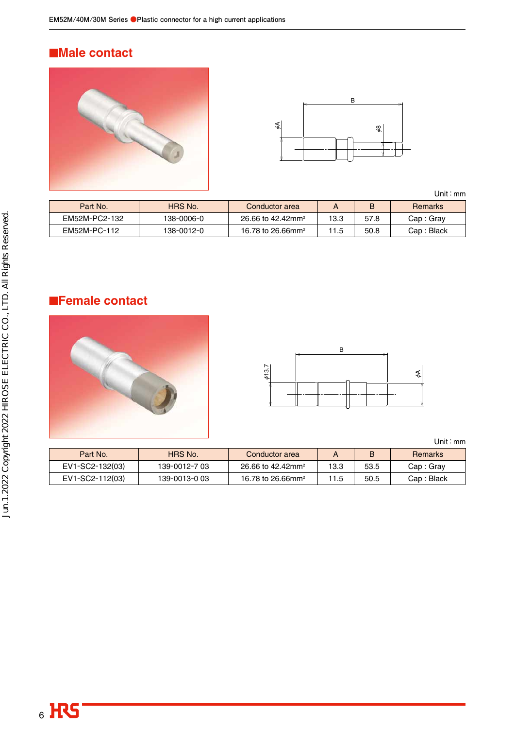## ■Male contact

Unit : mm

| Part No. | HRS No. | Conductor area | A | B | Remarks |
|---|---|---|---|---|---|
| EM52M-PC2-132 | 138-0006-0 | 26.66 to 42.42mm$^2$ | 13.3 | 57.8 | Cap : Gray |
| EM52M-PC-112 | 138-0012-0 | 16.78 to 26.66mm$^2$ | 11.5 | 50.8 | Cap : Black |

## ■Female contact

Unit : mm

| Part No. | HRS No. | Conductor area | A | B | Remarks |
|---|---|---|---|---|---|
| EV1-SC2-132(03) | 139-0012-7 03 | 26.66 to 42.42mm$^2$ | 13.3 | 53.5 | Cap : Gray |
| EV1-SC2-112(03) | 139-0013-0 03 | 16.78 to 26.66mm$^2$ | 11.5 | 50.5 | Cap : Black |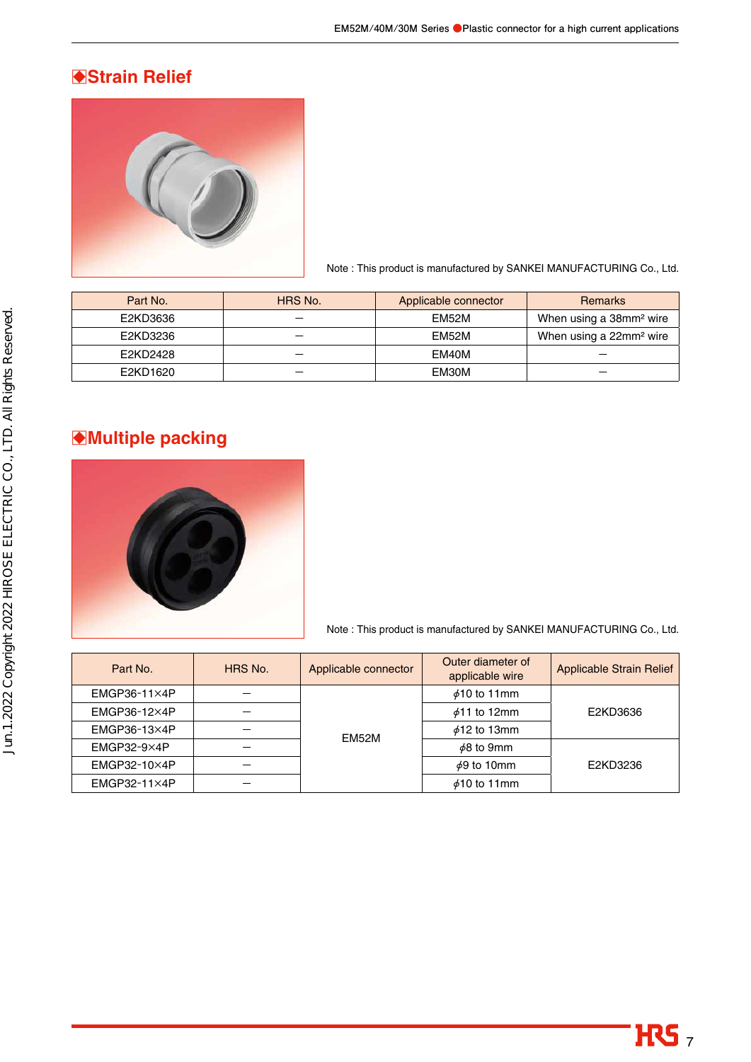## ◆Strain Relief

Note : This product is manufactured by SANKEI MANUFACTURING Co., Ltd.

| Part No. | HRS No. | Applicable connector | Remarks |
|---|---|---|---|
| E2KD3636 | – | EM52M | When using a 38mm² wire |
| E2KD3236 | – | EM52M | When using a 22mm² wire |
| E2KD2428 | – | EM40M | – |
| E2KD1620 | – | EM30M | – |

## ◆Multiple packing

Note : This product is manufactured by SANKEI MANUFACTURING Co., Ltd.

| Part No. | HRS No. | Applicable connector | Outer diameter of applicable wire | Applicable Strain Relief |
|---|---|---|---|---|
| EMGP36-11×4P | – | EM52M | ϕ10 to 11mm | E2KD3636 |
| EMGP36-12×4P | – | | ϕ11 to 12mm | |
| EMGP36-13×4P | – | | ϕ12 to 13mm | |
| EMGP32-9×4P | – | | ϕ8 to 9mm | E2KD3236 |
| EMGP32-10×4P | – | | ϕ9 to 10mm | |
| EMGP32-11×4P | – | | ϕ10 to 11mm | |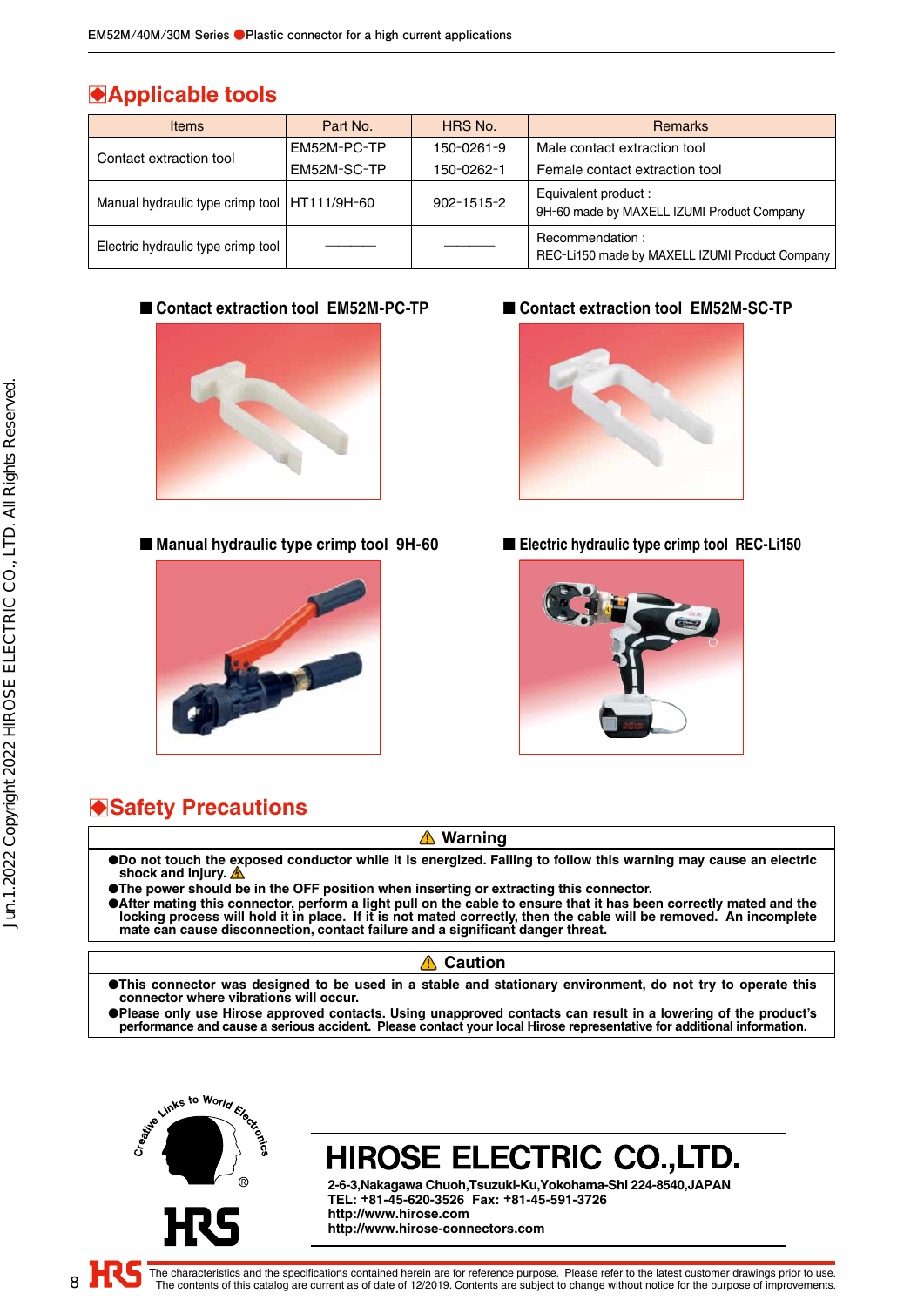## Applicable tools

| Items | Part No. | HRS No. | Remarks |
|---|---|---|---|
| Contact extraction tool | EM52M-PC-TP | 150-0261-9 | Male contact extraction tool |
| | EM52M-SC-TP | 150-0262-1 | Female contact extraction tool |
| Manual hydraulic type crimp tool | HT111/9H-60 | 902-1515-2 | Equivalent product : 9H-60 made by MAXELL IZUMI Product Company |
| Electric hydraulic type crimp tool | ——— | ——— | Recommendation : REC-Li150 made by MAXELL IZUMI Product Company |

■ Contact extraction tool EM52M-PC-TP

■ Contact extraction tool EM52M-SC-TP

■ Manual hydraulic type crimp tool 9H-60

■ Electric hydraulic type crimp tool REC-Li150

## Safety Precautions

### ⚠ Warning

- Do not touch the exposed conductor while it is energized. Failing to follow this warning may cause an electric shock and injury. ⚠
- The power should be in the OFF position when inserting or extracting this connector.
- After mating this connector, perform a light pull on the cable to ensure that it has been correctly mated and the locking process will hold it in place. If it is not mated correctly, then the cable will be removed. An incomplete mate can cause disconnection, contact failure and a significant danger threat.

### ⚠ Caution

- This connector was designed to be used in a stable and stationary environment, do not try to operate this connector where vibrations will occur.
- Please only use Hirose approved contacts. Using unapproved contacts can result in a lowering of the product's performance and cause a serious accident. Please contact your local Hirose representative for additional information.

Creative Links to World Electronics ®

HRS

# HIROSE ELECTRIC CO.,LTD.

2-6-3,Nakagawa Chuoh,Tsuzuki-Ku,Yokohama-Shi 224-8540,JAPAN
TEL: +81-45-620-3526 Fax: +81-45-591-3726
http://www.hirose.com
http://www.hirose-connectors.com

The characteristics and the specifications contained herein are for reference purpose. Please refer to the latest customer drawings prior to use.
The contents of this catalog are current as of date of 12/2019. Contents are subject to change without notice for the purpose of improvements.